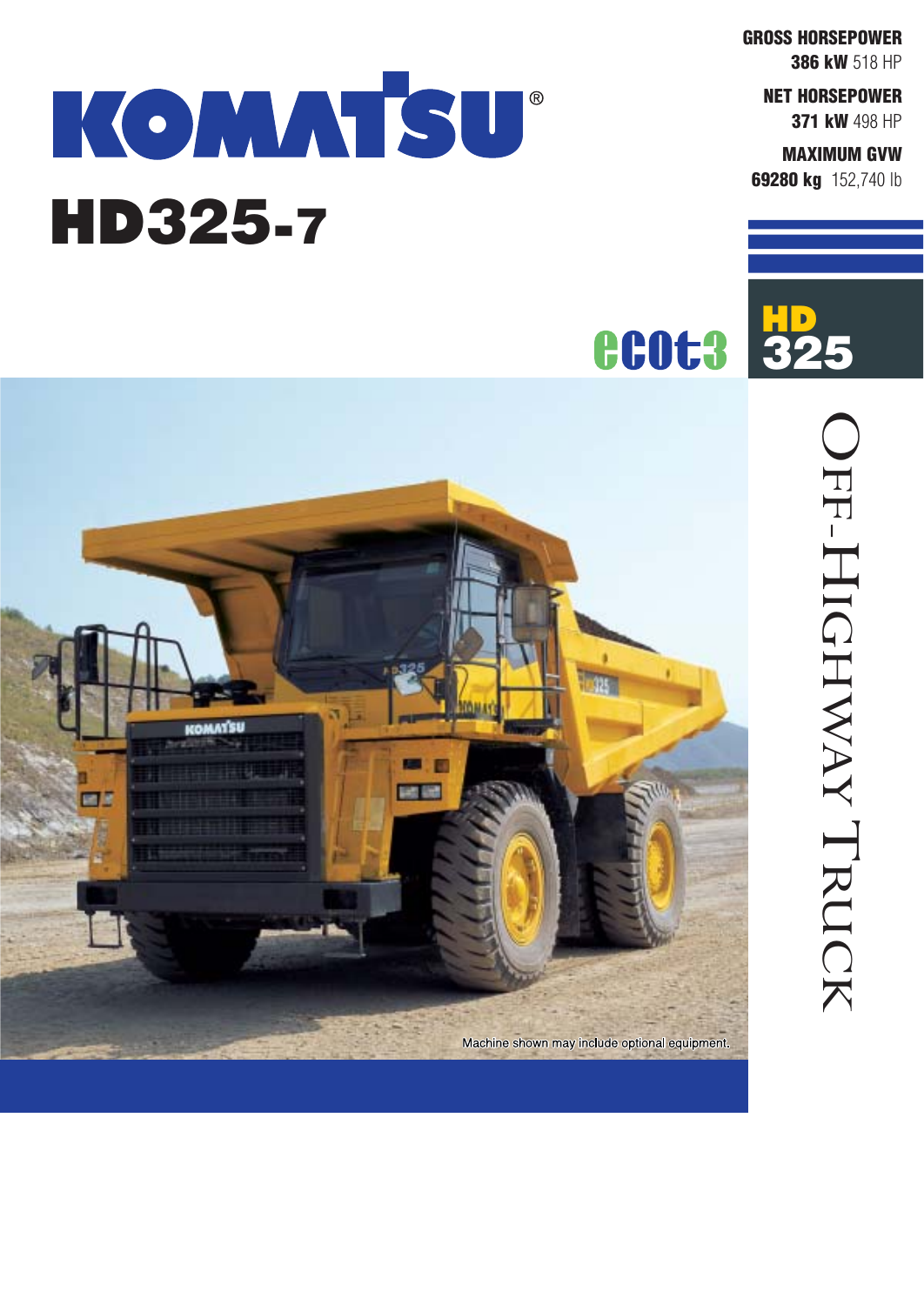# KOMATSU®

# HD325-7

**GROSS HORSEPOWER**
**386 kW** 518 HP

**NET HORSEPOWER**
**371 kW** 498 HP

**MAXIMUM GVW**
**69280 kg** 152,740 lb

ecot3

HD 325

## OFF-HIGHWAY TRUCK

Machine shown may include optional equipment.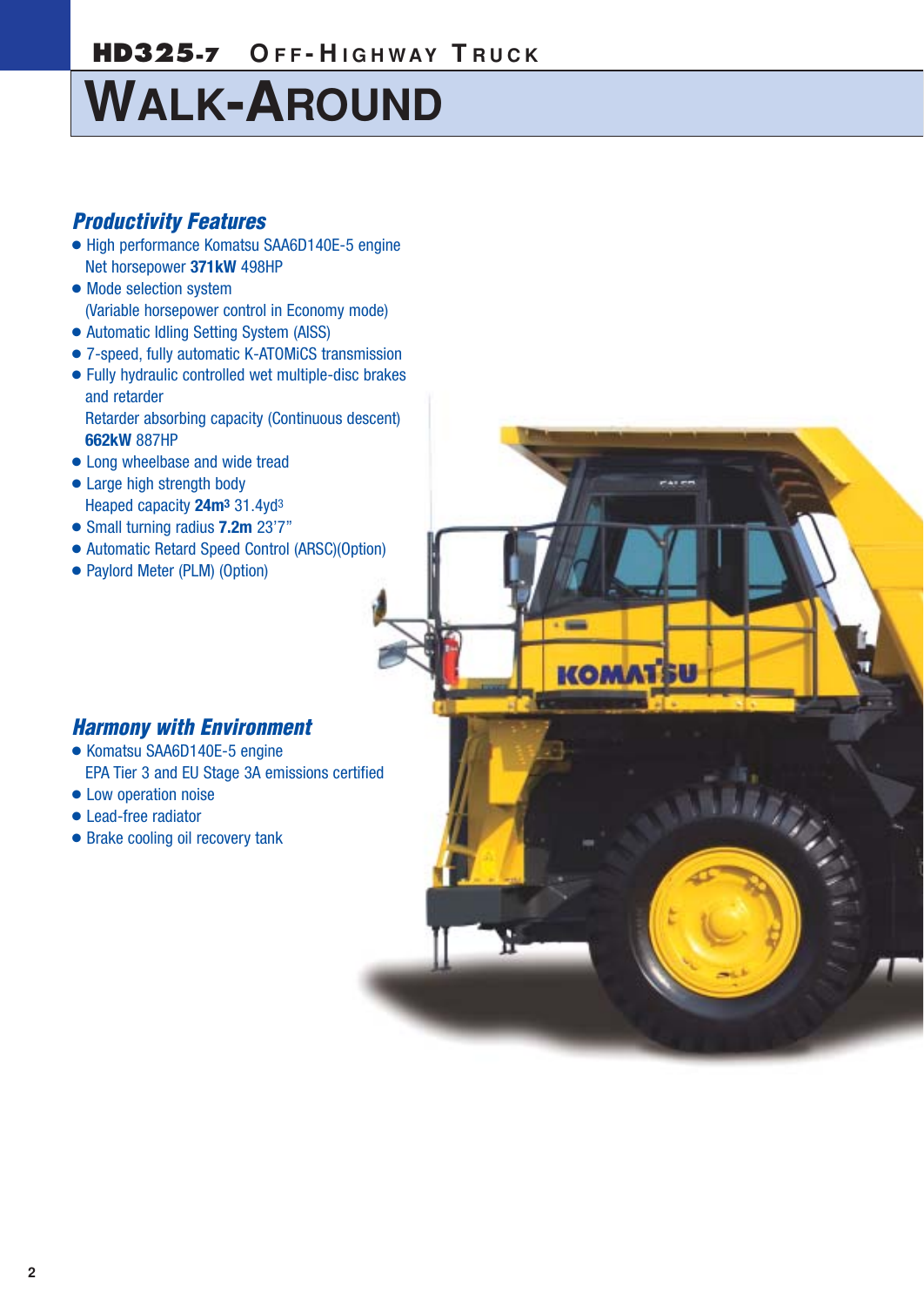# WALK-AROUND

## *Productivity Features*

- High performance Komatsu SAA6D140E-5 engine
  Net horsepower **371kW** 498HP
- Mode selection system
  (Variable horsepower control in Economy mode)
- Automatic Idling Setting System (AISS)
- 7-speed, fully automatic K-ATOMiCS transmission
- Fully hydraulic controlled wet multiple-disc brakes and retarder
  Retarder absorbing capacity (Continuous descent)
  **662kW** 887HP
- Long wheelbase and wide tread
- Large high strength body
  Heaped capacity **24m³** 31.4yd³
- Small turning radius **7.2m** 23'7"
- Automatic Retard Speed Control (ARSC)(Option)
- Paylord Meter (PLM) (Option)

## *Harmony with Environment*

- Komatsu SAA6D140E-5 engine
  EPA Tier 3 and EU Stage 3A emissions certified
- Low operation noise
- Lead-free radiator
- Brake cooling oil recovery tank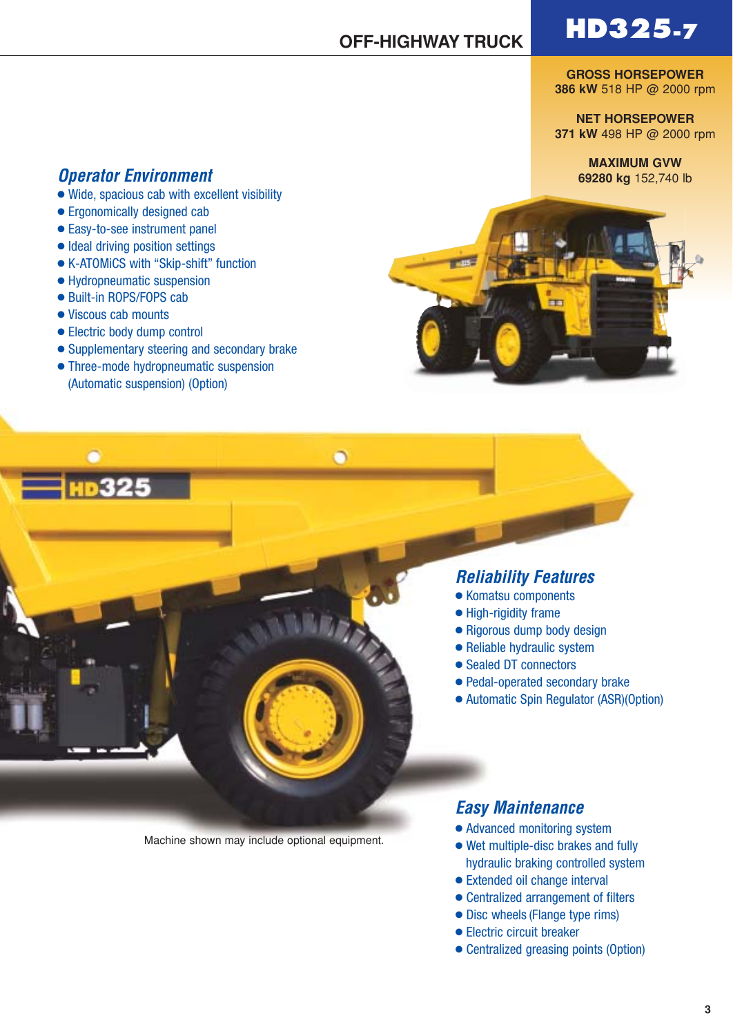# HD325-7

## OFF-HIGHWAY TRUCK

**GROSS HORSEPOWER**
**386 kW** 518 HP @ 2000 rpm

**NET HORSEPOWER**
**371 kW** 498 HP @ 2000 rpm

**MAXIMUM GVW**
**69280 kg** 152,740 lb

### *Operator Environment*

- Wide, spacious cab with excellent visibility
- Ergonomically designed cab
- Easy-to-see instrument panel
- Ideal driving position settings
- K-ATOMiCS with "Skip-shift" function
- Hydropneumatic suspension
- Built-in ROPS/FOPS cab
- Viscous cab mounts
- Electric body dump control
- Supplementary steering and secondary brake
- Three-mode hydropneumatic suspension (Automatic suspension) (Option)

### *Reliability Features*

- Komatsu components
- High-rigidity frame
- Rigorous dump body design
- Reliable hydraulic system
- Sealed DT connectors
- Pedal-operated secondary brake
- Automatic Spin Regulator (ASR)(Option)

### *Easy Maintenance*

- Advanced monitoring system
- Wet multiple-disc brakes and fully hydraulic braking controlled system
- Extended oil change interval
- Centralized arrangement of filters
- Disc wheels (Flange type rims)
- Electric circuit breaker
- Centralized greasing points (Option)

Machine shown may include optional equipment.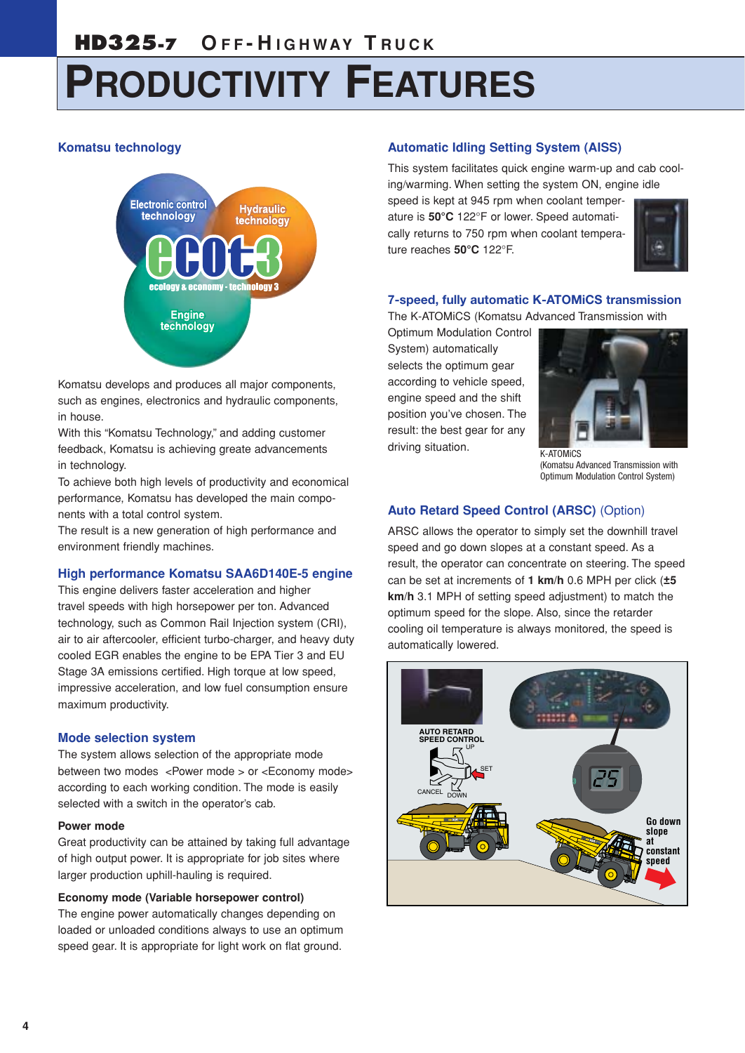# PRODUCTIVITY FEATURES

## Komatsu technology

Komatsu develops and produces all major components, such as engines, electronics and hydraulic components, in house.

With this "Komatsu Technology," and adding customer feedback, Komatsu is achieving greate advancements in technology.

To achieve both high levels of productivity and economical performance, Komatsu has developed the main components with a total control system.

The result is a new generation of high performance and environment friendly machines.

## High performance Komatsu SAA6D140E-5 engine

This engine delivers faster acceleration and higher travel speeds with high horsepower per ton. Advanced technology, such as Common Rail Injection system (CRI), air to air aftercooler, efficient turbo-charger, and heavy duty cooled EGR enables the engine to be EPA Tier 3 and EU Stage 3A emissions certified. High torque at low speed, impressive acceleration, and low fuel consumption ensure maximum productivity.

## Mode selection system

The system allows selection of the appropriate mode between two modes <Power mode > or <Economy mode> according to each working condition. The mode is easily selected with a switch in the operator's cab.

**Power mode**

Great productivity can be attained by taking full advantage of high output power. It is appropriate for job sites where larger production uphill-hauling is required.

**Economy mode (Variable horsepower control)**

The engine power automatically changes depending on loaded or unloaded conditions always to use an optimum speed gear. It is appropriate for light work on flat ground.

## Automatic Idling Setting System (AISS)

This system facilitates quick engine warm-up and cab cooling/warming. When setting the system ON, engine idle speed is kept at 945 rpm when coolant temperature is **50°C** 122°F or lower. Speed automatically returns to 750 rpm when coolant temperature reaches **50°C** 122°F.

## 7-speed, fully automatic K-ATOMiCS transmission

The K-ATOMiCS (Komatsu Advanced Transmission with Optimum Modulation Control System) automatically selects the optimum gear according to vehicle speed, engine speed and the shift position you've chosen. The result: the best gear for any driving situation.

K-ATOMiCS
(Komatsu Advanced Transmission with Optimum Modulation Control System)

## Auto Retard Speed Control (ARSC) (Option)

ARSC allows the operator to simply set the downhill travel speed and go down slopes at a constant speed. As a result, the operator can concentrate on steering. The speed can be set at increments of **1 km/h** 0.6 MPH per click (**±5 km/h** 3.1 MPH of setting speed adjustment) to match the optimum speed for the slope. Also, since the retarder cooling oil temperature is always monitored, the speed is automatically lowered.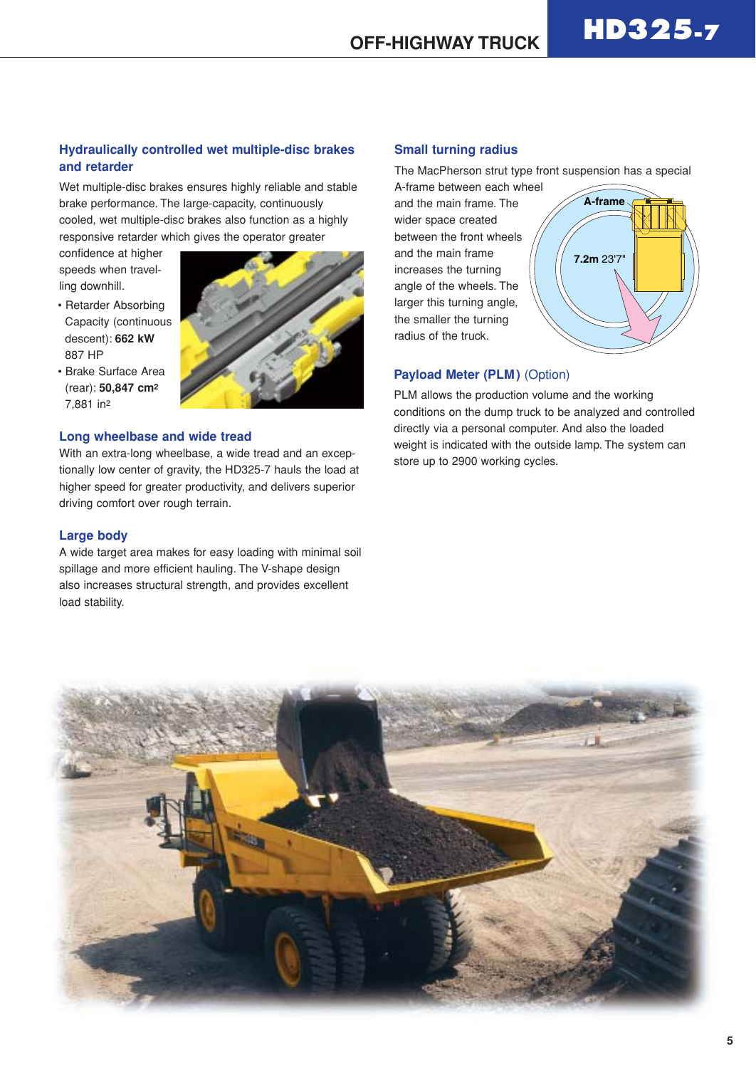## Hydraulically controlled wet multiple-disc brakes and retarder

Wet multiple-disc brakes ensures highly reliable and stable brake performance. The large-capacity, continuously cooled, wet multiple-disc brakes also function as a highly responsive retarder which gives the operator greater confidence at higher speeds when travelling downhill.

- Retarder Absorbing Capacity (continuous descent): **662 kW** 887 HP
- Brake Surface Area (rear): **50,847 cm²** 7,881 in²

## Long wheelbase and wide tread

With an extra-long wheelbase, a wide tread and an exceptionally low center of gravity, the HD325-7 hauls the load at higher speed for greater productivity, and delivers superior driving comfort over rough terrain.

## Large body

A wide target area makes for easy loading with minimal soil spillage and more efficient hauling. The V-shape design also increases structural strength, and provides excellent load stability.

## Small turning radius

The MacPherson strut type front suspension has a special A-frame between each wheel and the main frame. The wider space created between the front wheels and the main frame increases the turning angle of the wheels. The larger this turning angle, the smaller the turning radius of the truck.

A-frame

**7.2m** 23'7"

## Payload Meter (PLM) (Option)

PLM allows the production volume and the working conditions on the dump truck to be analyzed and controlled directly via a personal computer. And also the loaded weight is indicated with the outside lamp. The system can store up to 2900 working cycles.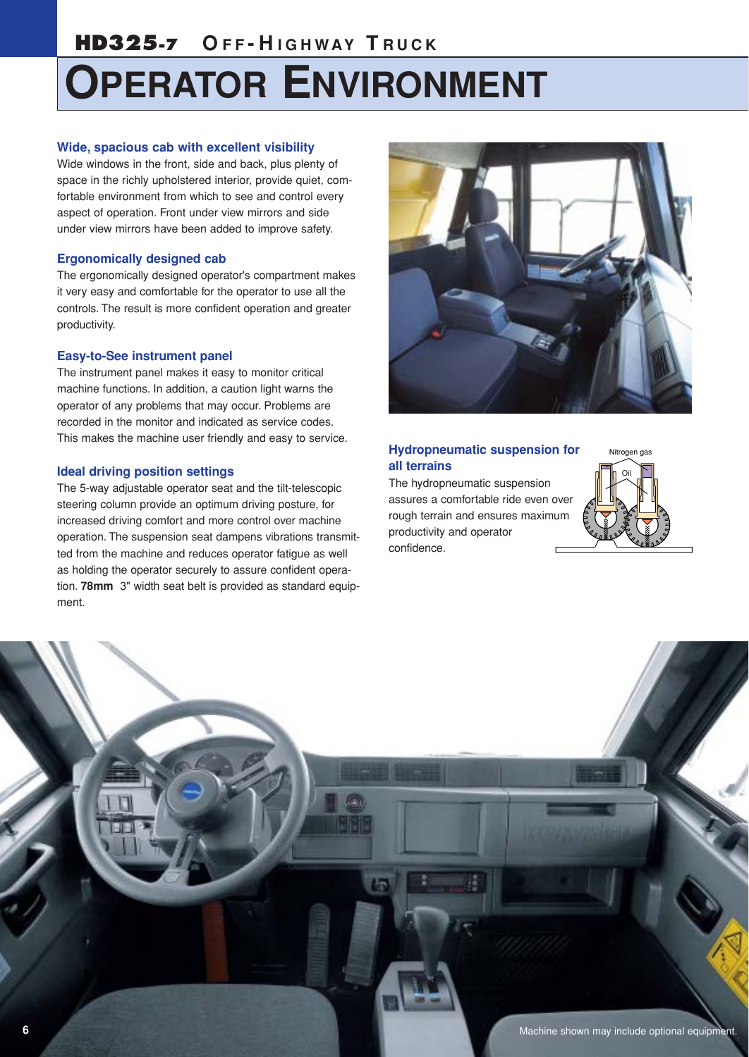# OPERATOR ENVIRONMENT

### Wide, spacious cab with excellent visibility

Wide windows in the front, side and back, plus plenty of space in the richly upholstered interior, provide quiet, comfortable environment from which to see and control every aspect of operation. Front under view mirrors and side under view mirrors have been added to improve safety.

### Ergonomically designed cab

The ergonomically designed operator's compartment makes it very easy and comfortable for the operator to use all the controls. The result is more confident operation and greater productivity.

### Easy-to-See instrument panel

The instrument panel makes it easy to monitor critical machine functions. In addition, a caution light warns the operator of any problems that may occur. Problems are recorded in the monitor and indicated as service codes. This makes the machine user friendly and easy to service.

### Ideal driving position settings

The 5-way adjustable operator seat and the tilt-telescopic steering column provide an optimum driving posture, for increased driving comfort and more control over machine operation. The suspension seat dampens vibrations transmitted from the machine and reduces operator fatigue as well as holding the operator securely to assure confident operation. **78mm** 3" width seat belt is provided as standard equipment.

### Hydropneumatic suspension for all terrains

The hydropneumatic suspension assures a comfortable ride even over rough terrain and ensures maximum productivity and operator confidence.

Nitrogen gas

Oil

Machine shown may include optional equipment.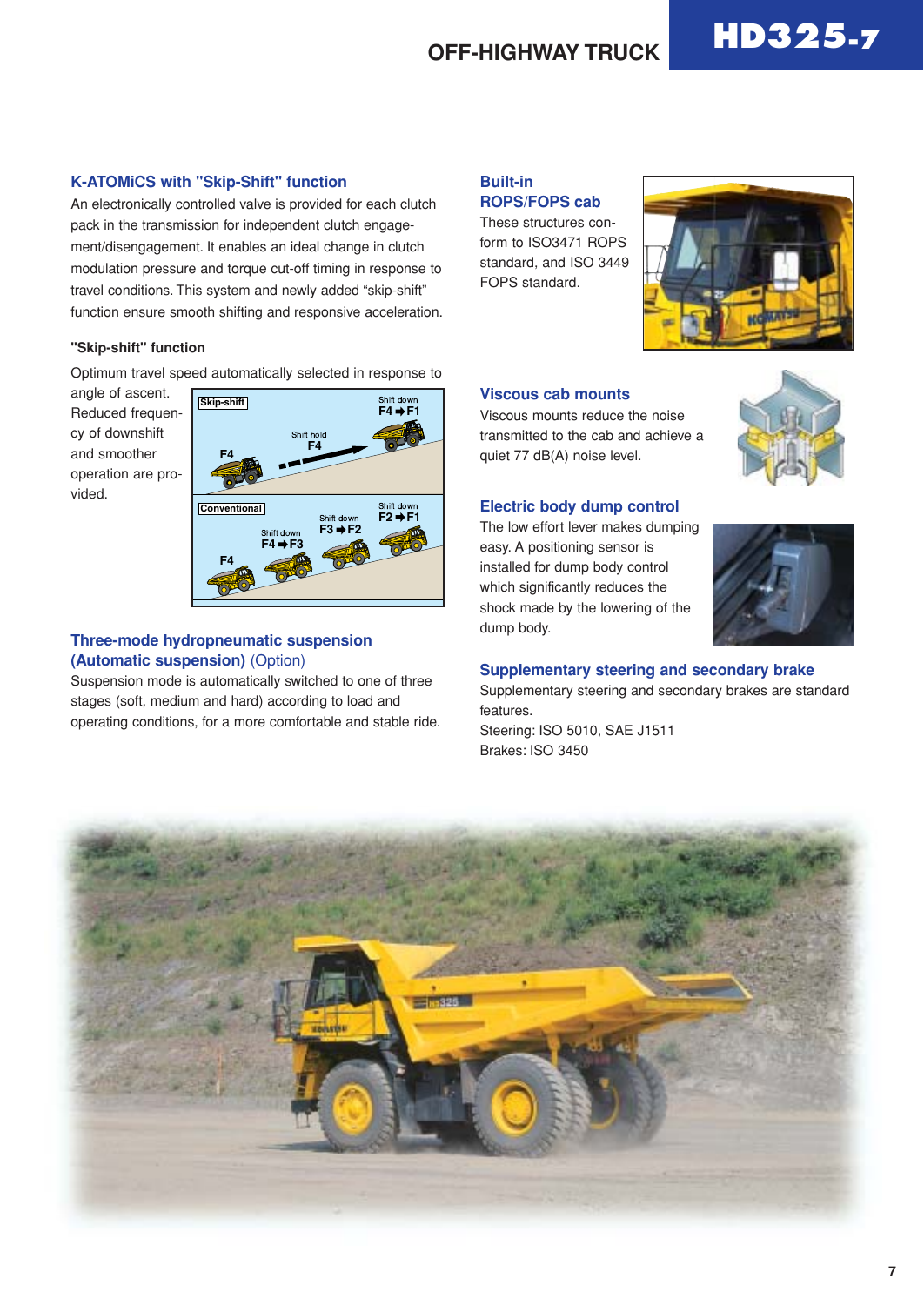## K-ATOMiCS with "Skip-Shift" function

An electronically controlled valve is provided for each clutch pack in the transmission for independent clutch engagement/disengagement. It enables an ideal change in clutch modulation pressure and torque cut-off timing in response to travel conditions. This system and newly added "skip-shift" function ensure smooth shifting and responsive acceleration.

### "Skip-shift" function

Optimum travel speed automatically selected in response to angle of ascent. Reduced frequency of downshift and smoother operation are provided.

## Three-mode hydropneumatic suspension (Automatic suspension) (Option)

Suspension mode is automatically switched to one of three stages (soft, medium and hard) according to load and operating conditions, for a more comfortable and stable ride.

## Built-in ROPS/FOPS cab

These structures conform to ISO3471 ROPS standard, and ISO 3449 FOPS standard.

## Viscous cab mounts

Viscous mounts reduce the noise transmitted to the cab and achieve a quiet 77 dB(A) noise level.

## Electric body dump control

The low effort lever makes dumping easy. A positioning sensor is installed for dump body control which significantly reduces the shock made by the lowering of the dump body.

## Supplementary steering and secondary brake

Supplementary steering and secondary brakes are standard features.

Steering: ISO 5010, SAE J1511

Brakes: ISO 3450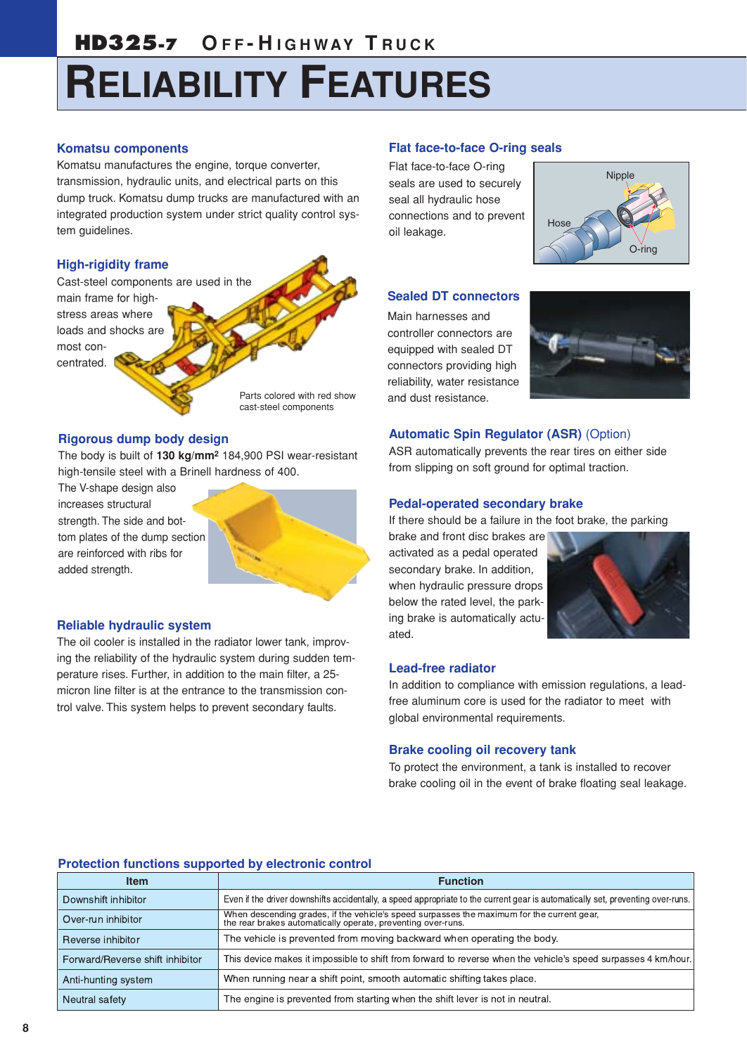# HD325-7 OFF-HIGHWAY TRUCK

# RELIABILITY FEATURES

### Komatsu components

Komatsu manufactures the engine, torque converter, transmission, hydraulic units, and electrical parts on this dump truck. Komatsu dump trucks are manufactured with an integrated production system under strict quality control system guidelines.

### High-rigidity frame

Cast-steel components are used in the main frame for high-stress areas where loads and shocks are most concentrated.

Parts colored with red show cast-steel components

### Rigorous dump body design

The body is built of **130 kg/mm²** 184,900 PSI wear-resistant high-tensile steel with a Brinell hardness of 400. The V-shape design also increases structural strength. The side and bottom plates of the dump section are reinforced with ribs for added strength.

### Reliable hydraulic system

The oil cooler is installed in the radiator lower tank, improving the reliability of the hydraulic system during sudden temperature rises. Further, in addition to the main filter, a 25-micron line filter is at the entrance to the transmission control valve. This system helps to prevent secondary faults.

### Flat face-to-face O-ring seals

Flat face-to-face O-ring seals are used to securely seal all hydraulic hose connections and to prevent oil leakage.

Nipple

Hose

O-ring

### Sealed DT connectors

Main harnesses and controller connectors are equipped with sealed DT connectors providing high reliability, water resistance and dust resistance.

### Automatic Spin Regulator (ASR) (Option)

ASR automatically prevents the rear tires on either side from slipping on soft ground for optimal traction.

### Pedal-operated secondary brake

If there should be a failure in the foot brake, the parking brake and front disc brakes are activated as a pedal operated secondary brake. In addition, when hydraulic pressure drops below the rated level, the parking brake is automatically actuated.

### Lead-free radiator

In addition to compliance with emission regulations, a lead-free aluminum core is used for the radiator to meet with global environmental requirements.

### Brake cooling oil recovery tank

To protect the environment, a tank is installed to recover brake cooling oil in the event of brake floating seal leakage.

### Protection functions supported by electronic control

| Item | Function |
|---|---|
| Downshift inhibitor | Even if the driver downshifts accidentally, a speed appropriate to the current gear is automatically set, preventing over-runs. |
| Over-run inhibitor | When descending grades, if the vehicle's speed surpasses the maximum for the current gear, the rear brakes automatically operate, preventing over-runs. |
| Reverse inhibitor | The vehicle is prevented from moving backward when operating the body. |
| Forward/Reverse shift inhibitor | This device makes it impossible to shift from forward to reverse when the vehicle's speed surpasses 4 km/hour. |
| Anti-hunting system | When running near a shift point, smooth automatic shifting takes place. |
| Neutral safety | The engine is prevented from starting when the shift lever is not in neutral. |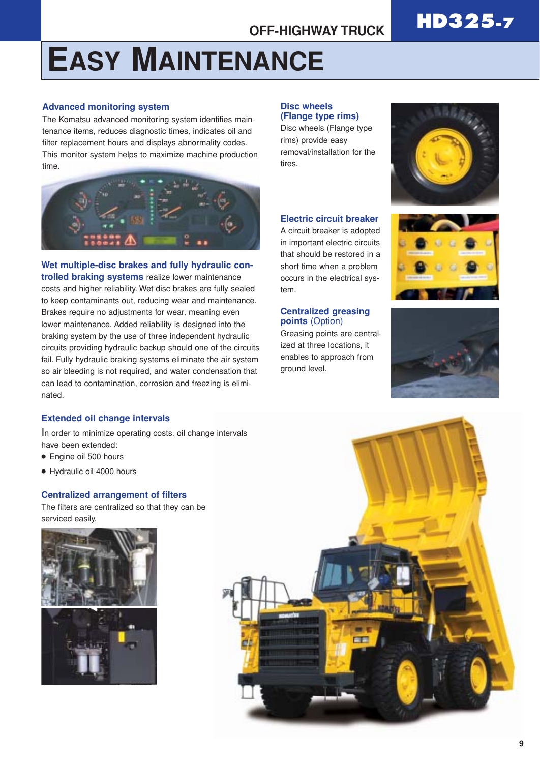# EASY MAINTENANCE

### Advanced monitoring system

The Komatsu advanced monitoring system identifies maintenance items, reduces diagnostic times, indicates oil and filter replacement hours and displays abnormality codes. This monitor system helps to maximize machine production time.

**Wet multiple-disc brakes and fully hydraulic controlled braking systems** realize lower maintenance costs and higher reliability. Wet disc brakes are fully sealed to keep contaminants out, reducing wear and maintenance. Brakes require no adjustments for wear, meaning even lower maintenance. Added reliability is designed into the braking system by the use of three independent hydraulic circuits providing hydraulic backup should one of the circuits fail. Fully hydraulic braking systems eliminate the air system so air bleeding is not required, and water condensation that can lead to contamination, corrosion and freezing is eliminated.

### Extended oil change intervals

In order to minimize operating costs, oil change intervals have been extended:

- Engine oil 500 hours
- Hydraulic oil 4000 hours

### Centralized arrangement of filters

The filters are centralized so that they can be serviced easily.

### Disc wheels (Flange type rims)

Disc wheels (Flange type rims) provide easy removal/installation for the tires.

### Electric circuit breaker

A circuit breaker is adopted in important electric circuits that should be restored in a short time when a problem occurs in the electrical system.

### Centralized greasing points (Option)

Greasing points are centralized at three locations, it enables to approach from ground level.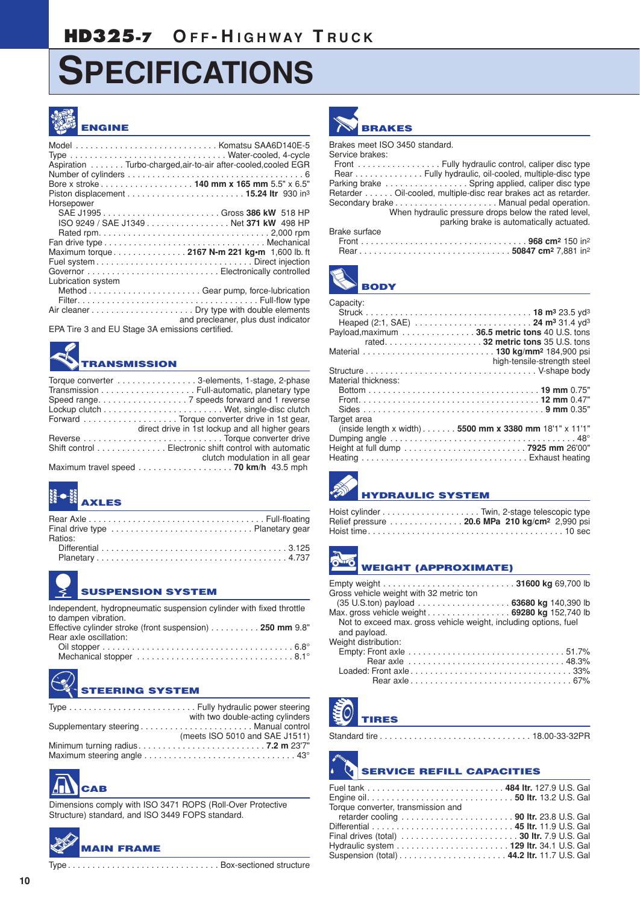# HD325-7 OFF-HIGHWAY TRUCK

# SPECIFICATIONS

## ENGINE

Model . . . . . . . . . . . . . . . . . . . . . . . . . . . . . Komatsu SAA6D140E-5
Type . . . . . . . . . . . . . . . . . . . . . . . . . . . . . . . . Water-cooled, 4-cycle
Aspiration . . . . . . . Turbo-charged,air-to-air after-cooled,cooled EGR
Number of cylinders . . . . . . . . . . . . . . . . . . . . . . . . . . . . . . . . . . . 6
Bore x stroke . . . . . . . . . . . . . . . . . . **140 mm x 165 mm** 5.5" x 6.5"
Piston displacement . . . . . . . . . . . . . . . . . . . . . . . . **15.24 ltr** 930 in³
Horsepower
  SAE J1995 . . . . . . . . . . . . . . . . . . . . . . . . Gross **386 kW** 518 HP
  ISO 9249 / SAE J1349 . . . . . . . . . . . . . . . . . Net **371 kW** 498 HP
  Rated rpm. . . . . . . . . . . . . . . . . . . . . . . . . . . . . . . . . . . . . 2,000 rpm
Fan drive type . . . . . . . . . . . . . . . . . . . . . . . . . . . . . . . . . . Mechanical
Maximum torque . . . . . . . . . . . . . . **2167 N-m 221 kg•m** 1,600 lb. ft
Fuel system . . . . . . . . . . . . . . . . . . . . . . . . . . . . . . . . . Direct injection
Governor . . . . . . . . . . . . . . . . . . . . . . . . . . . . . Electronically controlled
Lubrication system
  Method . . . . . . . . . . . . . . . . . . . . . . . . Gear pump, force-lubrication
  Filter. . . . . . . . . . . . . . . . . . . . . . . . . . . . . . . . . . . . . Full-flow type
Air cleaner . . . . . . . . . . . . . . . . . . . . . Dry type with double elements and precleaner, plus dust indicator
EPA Tire 3 and EU Stage 3A emissions certified.

## TRANSMISSION

Torque converter . . . . . . . . . . . . . . . . 3-elements, 1-stage, 2-phase
Transmission . . . . . . . . . . . . . . . . . . . . Full-automatic, planetary type
Speed range. . . . . . . . . . . . . . . . . . . 7 speeds forward and 1 reverse
Lockup clutch . . . . . . . . . . . . . . . . . . . . . . . Wet, single-disc clutch
Forward . . . . . . . . . . . . . . . . . . . Torque converter drive in 1st gear, direct drive in 1st lockup and all higher gears
Reverse . . . . . . . . . . . . . . . . . . . . . . . . . . . . . Torque converter drive
Shift control . . . . . . . . . . . . . . Electronic shift control with automatic clutch modulation in all gear
Maximum travel speed . . . . . . . . . . . . . . . . . . **70 km/h** 43.5 mph

## AXLES

Rear Axle . . . . . . . . . . . . . . . . . . . . . . . . . . . . . . . . . . . . Full-floating
Final drive type . . . . . . . . . . . . . . . . . . . . . . . . . . . . . Planetary gear
Ratios:
  Differential . . . . . . . . . . . . . . . . . . . . . . . . . . . . . . . . . . . . . 3.125
  Planetary . . . . . . . . . . . . . . . . . . . . . . . . . . . . . . . . . . . . . . 4.737

## SUSPENSION SYSTEM

Independent, hydropneumatic suspension cylinder with fixed throttle to dampen vibration.
Effective cylinder stroke (front suspension) . . . . . . . . . . **250 mm** 9.8"
Rear axle oscillation:
  Oil stopper . . . . . . . . . . . . . . . . . . . . . . . . . . . . . . . . . . . . . . 6.8°
  Mechanical stopper . . . . . . . . . . . . . . . . . . . . . . . . . . . . . . . 8.1°

## STEERING SYSTEM

Type . . . . . . . . . . . . . . . . . . . . . . . . . Fully hydraulic power steering with two double-acting cylinders
Supplementary steering . . . . . . . . . . . . . . . . . . . . . . Manual control (meets ISO 5010 and SAE J1511)
Minimum turning radius . . . . . . . . . . . . . . . . . . . . . . . . . **7.2 m** 23'7"
Maximum steering angle . . . . . . . . . . . . . . . . . . . . . . . . . . . . . . . 43°

## CAB

Dimensions comply with ISO 3471 ROPS (Roll-Over Protective Structure) standard, and ISO 3449 FOPS standard.

## MAIN FRAME

Type . . . . . . . . . . . . . . . . . . . . . . . . . . . . . . Box-sectioned structure

## BRAKES

Brakes meet ISO 3450 standard.
Service brakes:
  Front . . . . . . . . . . . . . . . . . Fully hydraulic control, caliper disc type
  Rear . . . . . . . . . . . . . Fully hydraulic, oil-cooled, multiple-disc type
Parking brake . . . . . . . . . . . . . . . . Spring applied, caliper disc type
Retarder . . . . . . Oil-cooled, multiple-disc rear brakes act as retarder.
Secondary brake . . . . . . . . . . . . . . . . . . . . Manual pedal operation. When hydraulic pressure drops below the rated level, parking brake is automatically actuated.
Brake surface
  Front . . . . . . . . . . . . . . . . . . . . . . . . . . . . . . . . . **968 cm²** 150 in²
  Rear . . . . . . . . . . . . . . . . . . . . . . . . . . . . . **50847 cm²** 7,881 in²

## BODY

Capacity:
  Struck . . . . . . . . . . . . . . . . . . . . . . . . . . . . . . . . . **18 m³** 23.5 yd³
  Heaped (2:1, SAE) . . . . . . . . . . . . . . . . . . . . . . . **24 m³** 31.4 yd³
Payload,maximum . . . . . . . . . . . . . . . **36.5 metric tons** 40 U.S. tons
  rated. . . . . . . . . . . . . . . . . . . **32 metric tons** 35 U.S. tons
Material . . . . . . . . . . . . . . . . . . . . . . . . . . **130 kg/mm²** 184,900 psi high-tensile-strength steel
Structure . . . . . . . . . . . . . . . . . . . . . . . . . . . . . . . . . V-shape body
Material thickness:
  Bottom . . . . . . . . . . . . . . . . . . . . . . . . . . . . . . . . . . **19 mm** 0.75"
  Front. . . . . . . . . . . . . . . . . . . . . . . . . . . . . . . . . . . **12 mm** 0.47"
  Sides . . . . . . . . . . . . . . . . . . . . . . . . . . . . . . . . . . . . **9 mm** 0.35"
Target area
  (inside length x width) . . . . . . . **5500 mm x 3380 mm** 18'1" x 11'1"
Dumping angle . . . . . . . . . . . . . . . . . . . . . . . . . . . . . . . . . . . . . 48°
Height at full dump . . . . . . . . . . . . . . . . . . . . . . . . . **7925 mm** 26'00"
Heating . . . . . . . . . . . . . . . . . . . . . . . . . . . . . . . . . Exhaust heating

## HYDRAULIC SYSTEM

Hoist cylinder . . . . . . . . . . . . . . . . . . . . Twin, 2-stage telescopic type
Relief pressure . . . . . . . . . . . . . . . **20.6 MPa 210 kg/cm²** 2,990 psi
Hoist time. . . . . . . . . . . . . . . . . . . . . . . . . . . . . . . . . . . . . . . . . 10 sec

## WEIGHT (APPROXIMATE)

Empty weight . . . . . . . . . . . . . . . . . . . . . . . . . . **31600 kg** 69,700 lb
Gross vehicle weight with 32 metric ton
  (35 U.S.ton) payload . . . . . . . . . . . . . . . . . . **63680 kg** 140,390 lb
Max. gross vehicle weight. . . . . . . . . . . . . . . . **69280 kg** 152,740 lb
  Not to exceed max. gross vehicle weight, including options, fuel and payload.
Weight distribution:
  Empty: Front axle . . . . . . . . . . . . . . . . . . . . . . . . . . . . . . . 51.7%
    Rear axle . . . . . . . . . . . . . . . . . . . . . . . . . . . . . . . 48.3%
  Loaded: Front axle. . . . . . . . . . . . . . . . . . . . . . . . . . . . . . . . 33%
    Rear axle . . . . . . . . . . . . . . . . . . . . . . . . . . . . . . . 67%

## TIRES

Standard tire . . . . . . . . . . . . . . . . . . . . . . . . . . . . . . 18.00-33-32PR

## SERVICE REFILL CAPACITIES

Fuel tank . . . . . . . . . . . . . . . . . . . . . . . . . . . **484 ltr.** 127.9 U.S. Gal
Engine oil. . . . . . . . . . . . . . . . . . . . . . . . . . . . . . **50 ltr.** 13.2 U.S. Gal
Torque converter, transmission and
  retarder cooling . . . . . . . . . . . . . . . . . . . . . . . **90 ltr.** 23.8 U.S. Gal
Differential . . . . . . . . . . . . . . . . . . . . . . . . . . . . **45 ltr.** 11.9 U.S. Gal
Final drives (total) . . . . . . . . . . . . . . . . . . . . . . . **30 ltr.** 7.9 U.S. Gal
Hydraulic system . . . . . . . . . . . . . . . . . . . . . . . **129 ltr.** 34.1 U.S. Gal
Suspension (total) . . . . . . . . . . . . . . . . . . . . . **44.2 ltr.** 11.7 U.S. Gal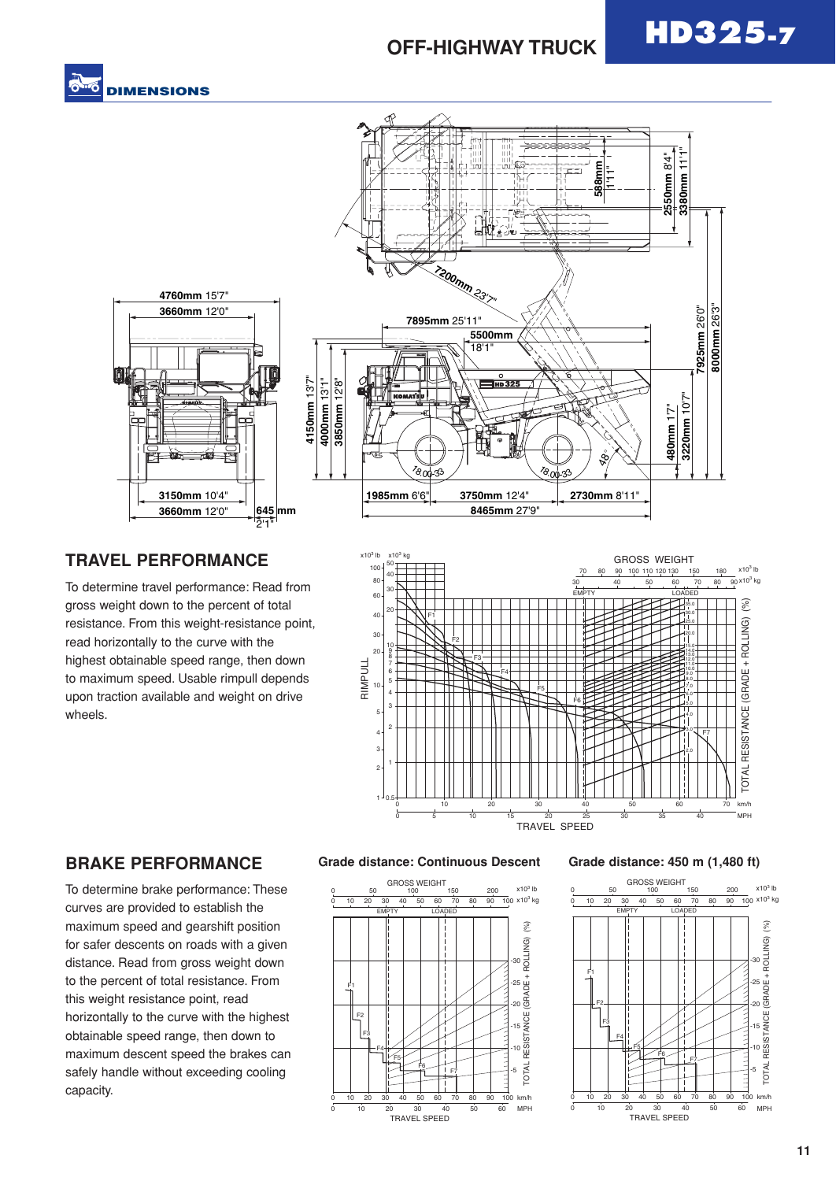# OFF-HIGHWAY TRUCK HD325-7

## DIMENSIONS

4760mm 15'7"
3660mm 12'0"
3150mm 10'4"
3660mm 12'0"
645 mm 2'1"

4150mm 13'7"
4000mm 13'1"
3850mm 12'8"
7200mm 23'7"
7895mm 25'11"
5500mm 18'1"
588mm 1'11"
2550mm 8'4"
3380mm 11'1"
7925mm 26'0"
8000mm 26'3"
480mm 1'7"
3220mm 10'7"
48°
18.00-33
1985mm 6'6"
3750mm 12'4"
2730mm 8'11"
8465mm 27'9"

## TRAVEL PERFORMANCE

To determine travel performance: Read from gross weight down to the percent of total resistance. From this weight-resistance point, read horizontally to the curve with the highest obtainable speed range, then down to maximum speed. Usable rimpull depends upon traction available and weight on drive wheels.

## BRAKE PERFORMANCE

To determine brake performance: These curves are provided to establish the maximum speed and gearshift position for safer descents on roads with a given distance. Read from gross weight down to the percent of total resistance. From this weight resistance point, read horizontally to the highest obtainable speed range, then down to maximum descent speed the brakes can safely handle without exceeding cooling capacity.

### Grade distance: Continuous Descent

### Grade distance: 450 m (1,480 ft)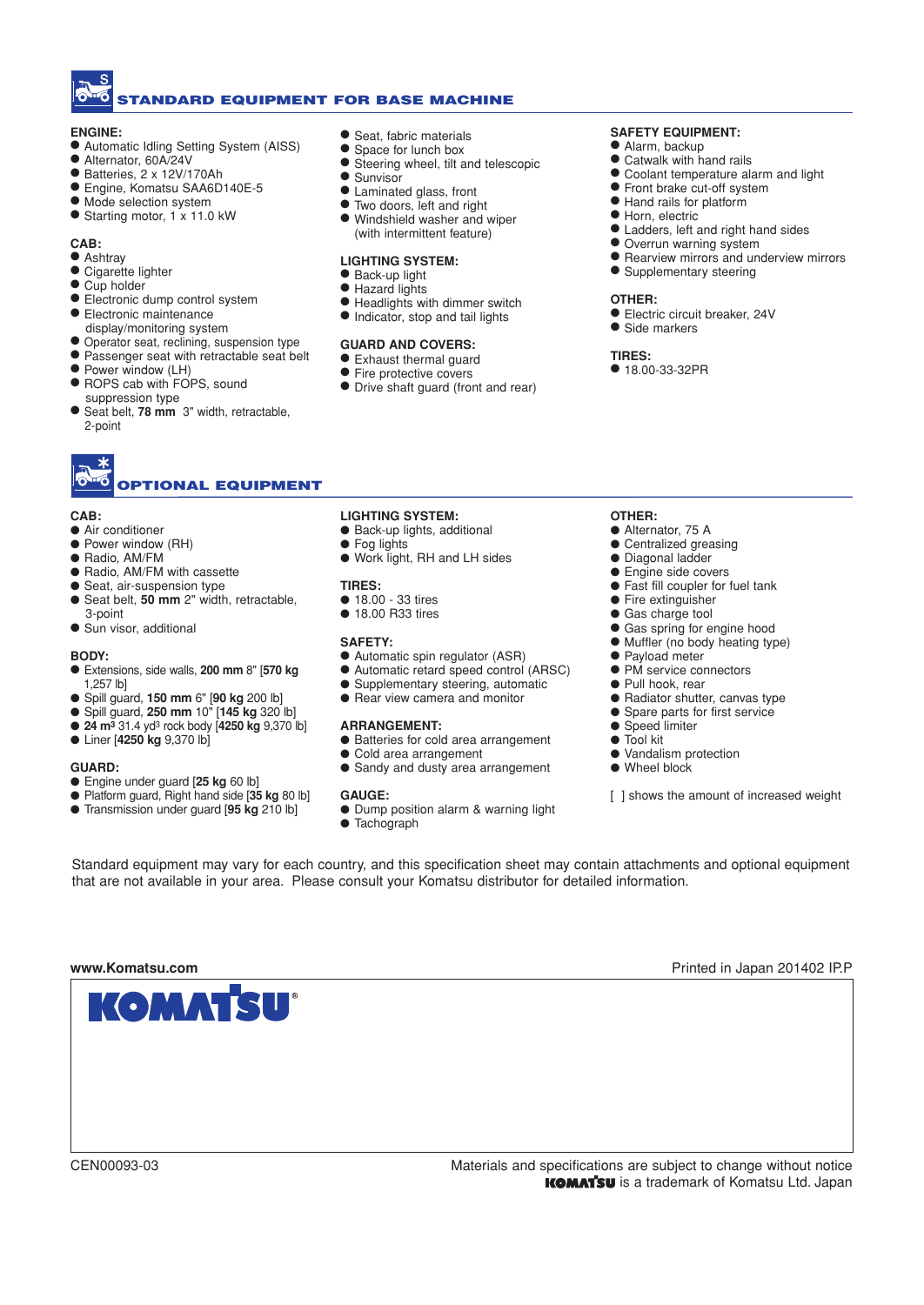## STANDARD EQUIPMENT FOR BASE MACHINE

**ENGINE:**
- Automatic Idling Setting System (AISS)
- Alternator, 60A/24V
- Batteries, 2 x 12V/170Ah
- Engine, Komatsu SAA6D140E-5
- Mode selection system
- Starting motor, 1 x 11.0 kW

**CAB:**
- Ashtray
- Cigarette lighter
- Cup holder
- Electronic dump control system
- Electronic maintenance display/monitoring system
- Operator seat, reclining, suspension type
- Passenger seat with retractable seat belt
- Power window (LH)
- ROPS cab with FOPS, sound suppression type
- Seat belt, **78 mm** 3" width, retractable, 2-point
- Seat, fabric materials
- Space for lunch box
- Steering wheel, tilt and telescopic
- Sunvisor
- Laminated glass, front
- Two doors, left and right
- Windshield washer and wiper (with intermittent feature)

**LIGHTING SYSTEM:**
- Back-up light
- Hazard lights
- Headlights with dimmer switch
- Indicator, stop and tail lights

**GUARD AND COVERS:**
- Exhaust thermal guard
- Fire protective covers
- Drive shaft guard (front and rear)

**SAFETY EQUIPMENT:**
- Alarm, backup
- Catwalk with hand rails
- Coolant temperature alarm and light
- Front brake cut-off system
- Hand rails for platform
- Horn, electric
- Ladders, left and right hand sides
- Overrun warning system
- Rearview mirrors and underview mirrors
- Supplementary steering

**OTHER:**
- Electric circuit breaker, 24V
- Side markers

**TIRES:**
- 18.00-33-32PR

## OPTIONAL EQUIPMENT

**CAB:**
- Air conditioner
- Power window (RH)
- Radio, AM/FM
- Radio, AM/FM with cassette
- Seat, air-suspension type
- Seat belt, **50 mm** 2" width, retractable, 3-point
- Sun visor, additional

**BODY:**
- Extensions, side walls, **200 mm** 8" [**570 kg** 1,257 lb]
- Spill guard, **150 mm** 6" [**90 kg** 200 lb]
- Spill guard, **250 mm** 10" [**145 kg** 320 lb]
- **24 m³** 31.4 yd³ rock body [**4250 kg** 9,370 lb]
- Liner [**4250 kg** 9,370 lb]

**GUARD:**
- Engine under guard [**25 kg** 60 lb]
- Platform guard, Right hand side [**35 kg** 80 lb]
- Transmission under guard [**95 kg** 210 lb]

**LIGHTING SYSTEM:**
- Back-up lights, additional
- Fog lights
- Work light, RH and LH sides

**TIRES:**
- 18.00 - 33 tires
- 18.00 R33 tires

**SAFETY:**
- Automatic spin regulator (ASR)
- Automatic retard speed control (ARSC)
- Supplementary steering, automatic
- Rear view camera and monitor

**ARRANGEMENT:**
- Batteries for cold area arrangement
- Cold area arrangement
- Sandy and dusty area arrangement

**GAUGE:**
- Dump position alarm & warning light
- Tachograph

**OTHER:**
- Alternator, 75 A
- Centralized greasing
- Diagonal ladder
- Engine side covers
- Fast fill coupler for fuel tank
- Fire extinguisher
- Gas charge tool
- Gas spring for engine hood
- Muffler (no body heating type)
- Payload meter
- PM service connectors
- Pull hook, rear
- Radiator shutter, canvas type
- Spare parts for first service
- Speed limiter
- Tool kit
- Vandalism protection
- Wheel block

[ ] shows the amount of increased weight

Standard equipment may vary for each country, and this specification sheet may contain attachments and optional equipment that are not available in your area. Please consult your Komatsu distributor for detailed information.

**www.Komatsu.com**

Printed in Japan 201402 IP.P

KOMATSU®

CEN00093-03

Materials and specifications are subject to change without notice
KOMATSU is a trademark of Komatsu Ltd. Japan